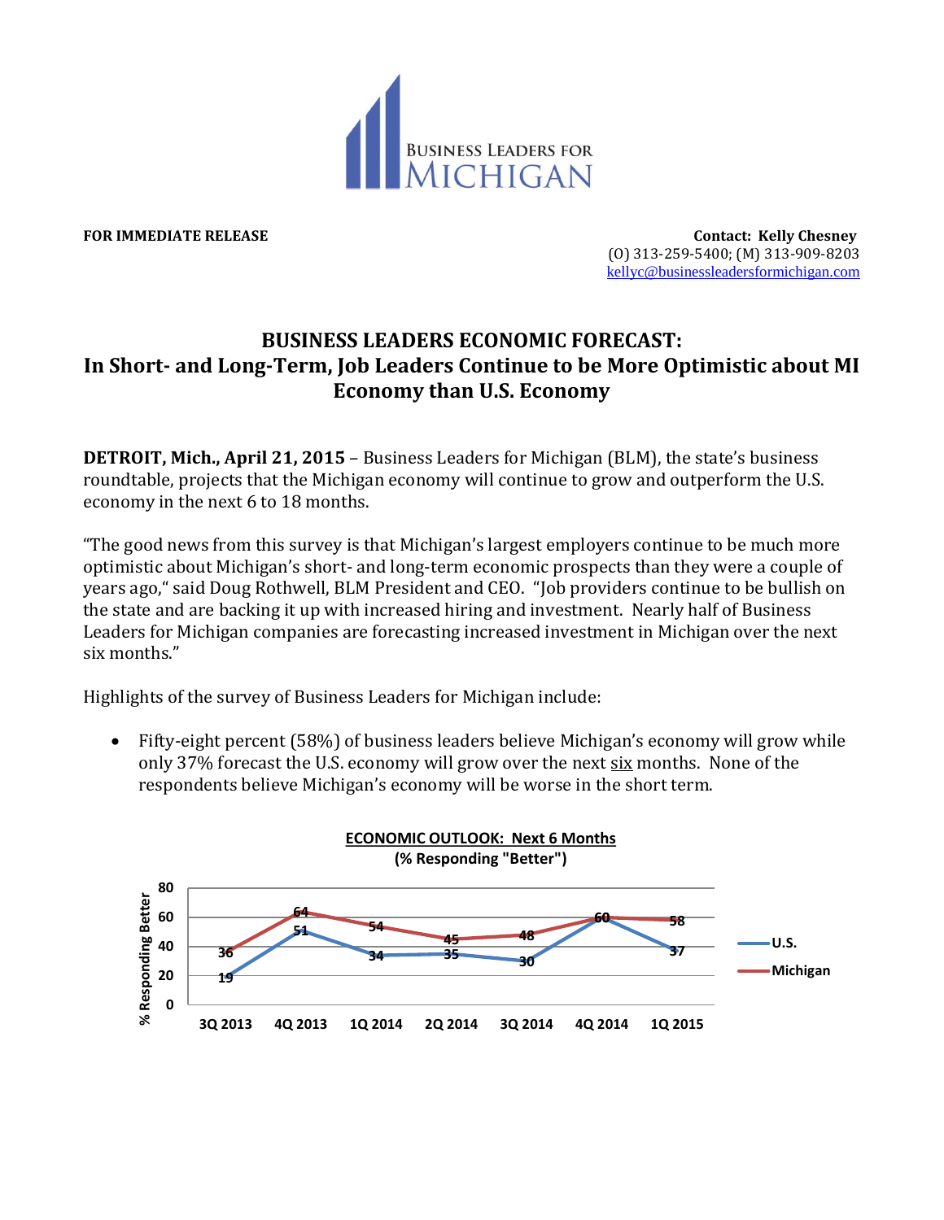BUSINESS LEADERS FOR MICHIGAN

**FOR IMMEDIATE RELEASE**

**Contact: Kelly Chesney**
(O) 313-259-5400; (M) 313-909-8203
kellyc@businessleadersformichigan.com

# BUSINESS LEADERS ECONOMIC FORECAST:
## In Short- and Long-Term, Job Leaders Continue to be More Optimistic about MI Economy than U.S. Economy

**DETROIT, Mich., April 21, 2015** – Business Leaders for Michigan (BLM), the state's business roundtable, projects that the Michigan economy will continue to grow and outperform the U.S. economy in the next 6 to 18 months.

"The good news from this survey is that Michigan's largest employers continue to be much more optimistic about Michigan's short- and long-term economic prospects than they were a couple of years ago," said Doug Rothwell, BLM President and CEO. "Job providers continue to be bullish on the state and are backing it up with increased hiring and investment. Nearly half of Business Leaders for Michigan companies are forecasting increased investment in Michigan over the next six months."

Highlights of the survey of Business Leaders for Michigan include:

- Fifty-eight percent (58%) of business leaders believe Michigan's economy will grow while only 37% forecast the U.S. economy will grow over the next six months. None of the respondents believe Michigan's economy will be worse in the short term.

**ECONOMIC OUTLOOK: Next 6 Months**
**(% Responding "Better")**

| % Responding Better | 3Q 2013 | 4Q 2013 | 1Q 2014 | 2Q 2014 | 3Q 2014 | 4Q 2014 | 1Q 2015 |
|---|---|---|---|---|---|---|---|
| U.S. | 19 | 51 | 34 | 35 | 30 | 60 | 37 |
| Michigan | 36 | 64 | 54 | 45 | 48 | 60 | 58 |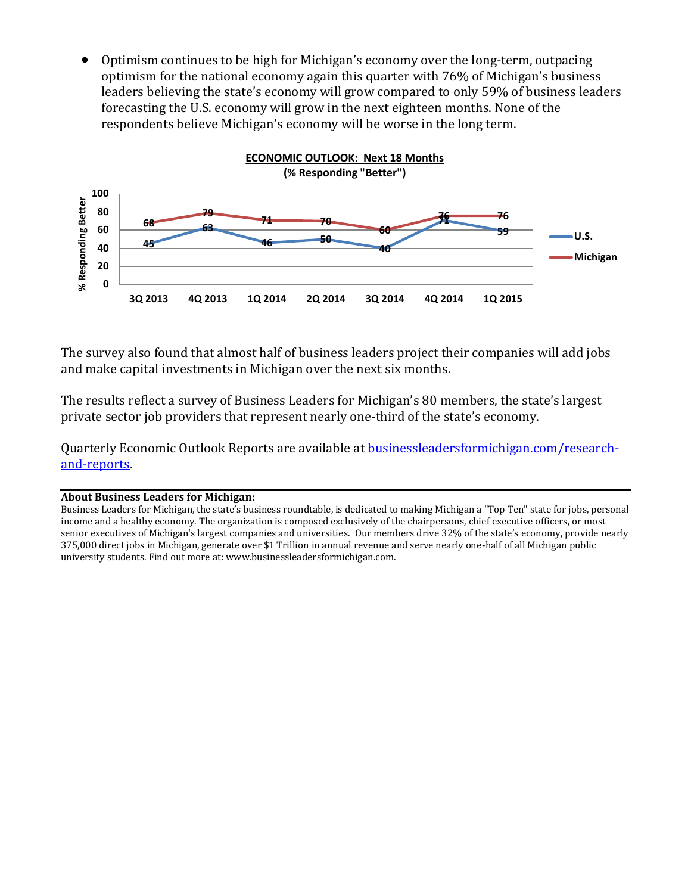- Optimism continues to be high for Michigan's economy over the long-term, outpacing optimism for the national economy again this quarter with 76% of Michigan's business leaders believing the state's economy will grow compared to only 59% of business leaders forecasting the U.S. economy will grow in the next eighteen months. None of the respondents believe Michigan's economy will be worse in the long term.

**ECONOMIC OUTLOOK: Next 18 Months**
**(% Responding "Better")**

% Responding Better

100
80
60
40
20
0

3Q 2013
4Q 2013
1Q 2014
2Q 2014
3Q 2014
4Q 2014
1Q 2015

68
79
71
70
60
76
76

45
63
46
50
40
71
59

U.S.
Michigan

The survey also found that almost half of business leaders project their companies will add jobs and make capital investments in Michigan over the next six months.

The results reflect a survey of Business Leaders for Michigan's 80 members, the state's largest private sector job providers that represent nearly one-third of the state's economy.

Quarterly Economic Outlook Reports are available at [businessleadersformichigan.com/research-and-reports](businessleadersformichigan.com/research-and-reports).

---

**About Business Leaders for Michigan:**

Business Leaders for Michigan, the state's business roundtable, is dedicated to making Michigan a "Top Ten" state for jobs, personal income and a healthy economy. The organization is composed exclusively of the chairpersons, chief executive officers, or most senior executives of Michigan's largest companies and universities. Our members drive 32% of the state's economy, provide nearly 375,000 direct jobs in Michigan, generate over $1 Trillion in annual revenue and serve nearly one-half of all Michigan public university students. Find out more at: www.businessleadersformichigan.com.